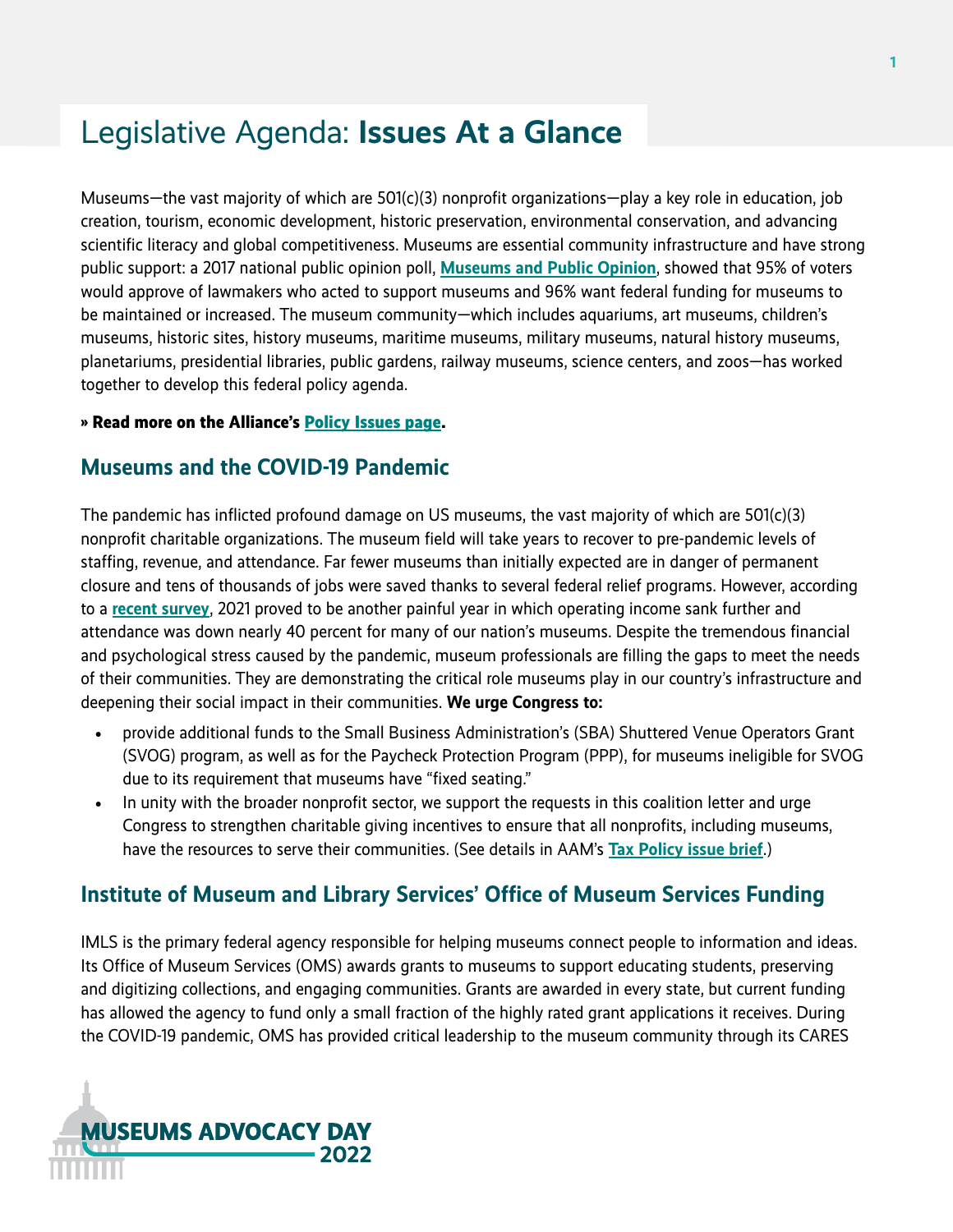# Legislative Agenda: **Issues At a Glance**

Museums—the vast majority of which are 501(c)(3) nonprofit organizations—play a key role in education, job creation, tourism, economic development, historic preservation, environmental conservation, and advancing scientific literacy and global competitiveness. Museums are essential community infrastructure and have strong public support: a 2017 national public opinion poll, **Museums and Public Opinion**, showed that 95% of voters would approve of lawmakers who acted to support museums and 96% want federal funding for museums to be maintained or increased. The museum community—which includes aquariums, art museums, children's museums, historic sites, history museums, maritime museums, military museums, natural history museums, planetariums, presidential libraries, public gardens, railway museums, science centers, and zoos—has worked together to develop this federal policy agenda.

**» Read more on the Alliance's Policy Issues page.**

## Museums and the COVID-19 Pandemic

The pandemic has inflicted profound damage on US museums, the vast majority of which are 501(c)(3) nonprofit charitable organizations. The museum field will take years to recover to pre-pandemic levels of staffing, revenue, and attendance. Far fewer museums than initially expected are in danger of permanent closure and tens of thousands of jobs were saved thanks to several federal relief programs. However, according to a **recent survey**, 2021 proved to be another painful year in which operating income sank further and attendance was down nearly 40 percent for many of our nation's museums. Despite the tremendous financial and psychological stress caused by the pandemic, museum professionals are filling the gaps to meet the needs of their communities. They are demonstrating the critical role museums play in our country's infrastructure and deepening their social impact in their communities. **We urge Congress to:**

- provide additional funds to the Small Business Administration's (SBA) Shuttered Venue Operators Grant (SVOG) program, as well as for the Paycheck Protection Program (PPP), for museums ineligible for SVOG due to its requirement that museums have "fixed seating."
- In unity with the broader nonprofit sector, we support the requests in this coalition letter and urge Congress to strengthen charitable giving incentives to ensure that all nonprofits, including museums, have the resources to serve their communities. (See details in AAM's **Tax Policy issue brief**.)

## Institute of Museum and Library Services' Office of Museum Services Funding

IMLS is the primary federal agency responsible for helping museums connect people to information and ideas. Its Office of Museum Services (OMS) awards grants to museums to support educating students, preserving and digitizing collections, and engaging communities. Grants are awarded in every state, but current funding has allowed the agency to fund only a small fraction of the highly rated grant applications it receives. During the COVID-19 pandemic, OMS has provided critical leadership to the museum community through its CARES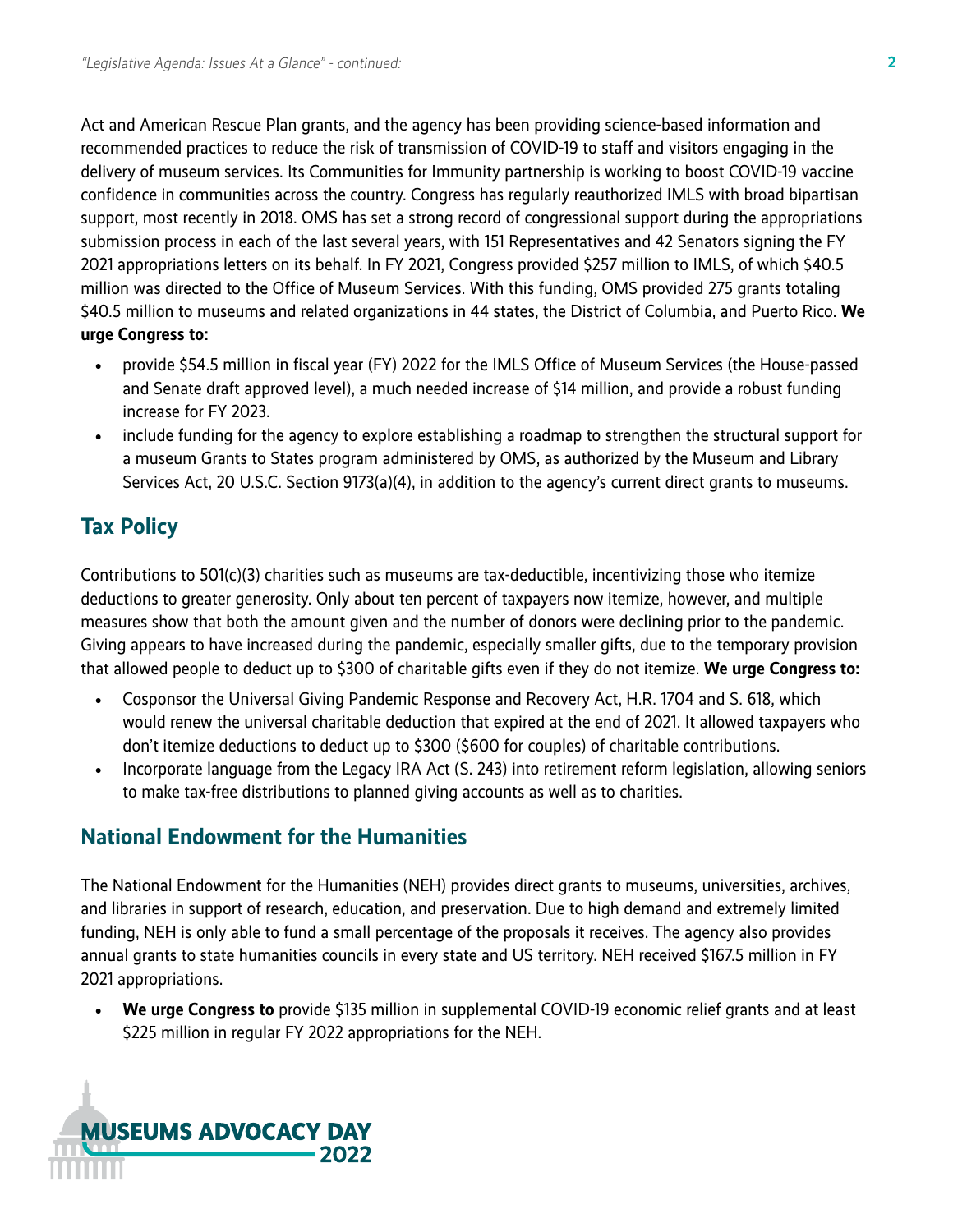Act and American Rescue Plan grants, and the agency has been providing science-based information and recommended practices to reduce the risk of transmission of COVID-19 to staff and visitors engaging in the delivery of museum services. Its Communities for Immunity partnership is working to boost COVID-19 vaccine confidence in communities across the country. Congress has regularly reauthorized IMLS with broad bipartisan support, most recently in 2018. OMS has set a strong record of congressional support during the appropriations submission process in each of the last several years, with 151 Representatives and 42 Senators signing the FY 2021 appropriations letters on its behalf. In FY 2021, Congress provided $257 million to IMLS, of which $40.5 million was directed to the Office of Museum Services. With this funding, OMS provided 275 grants totaling $40.5 million to museums and related organizations in 44 states, the District of Columbia, and Puerto Rico. **We urge Congress to:**

- provide $54.5 million in fiscal year (FY) 2022 for the IMLS Office of Museum Services (the House-passed and Senate draft approved level), a much needed increase of $14 million, and provide a robust funding increase for FY 2023.
- include funding for the agency to explore establishing a roadmap to strengthen the structural support for a museum Grants to States program administered by OMS, as authorized by the Museum and Library Services Act, 20 U.S.C. Section 9173(a)(4), in addition to the agency's current direct grants to museums.

## Tax Policy

Contributions to 501(c)(3) charities such as museums are tax-deductible, incentivizing those who itemize deductions to greater generosity. Only about ten percent of taxpayers now itemize, however, and multiple measures show that both the amount given and the number of donors were declining prior to the pandemic. Giving appears to have increased during the pandemic, especially smaller gifts, due to the temporary provision that allowed people to deduct up to $300 of charitable gifts even if they do not itemize. **We urge Congress to:**

- Cosponsor the Universal Giving Pandemic Response and Recovery Act, H.R. 1704 and S. 618, which would renew the universal charitable deduction that expired at the end of 2021. It allowed taxpayers who don't itemize deductions to deduct up to $300 ($600 for couples) of charitable contributions.
- Incorporate language from the Legacy IRA Act (S. 243) into retirement reform legislation, allowing seniors to make tax-free distributions to planned giving accounts as well as to charities.

## National Endowment for the Humanities

The National Endowment for the Humanities (NEH) provides direct grants to museums, universities, archives, and libraries in support of research, education, and preservation. Due to high demand and extremely limited funding, NEH is only able to fund a small percentage of the proposals it receives. The agency also provides annual grants to state humanities councils in every state and US territory. NEH received $167.5 million in FY 2021 appropriations.

- **We urge Congress to** provide $135 million in supplemental COVID-19 economic relief grants and at least $225 million in regular FY 2022 appropriations for the NEH.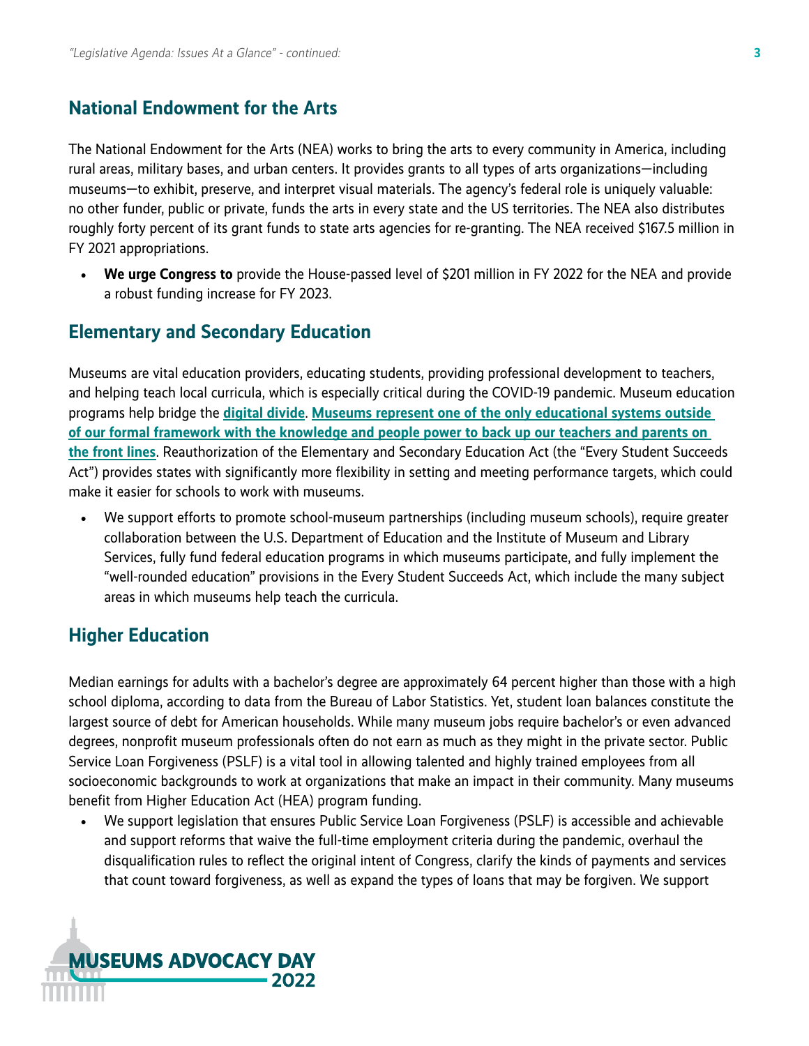## National Endowment for the Arts

The National Endowment for the Arts (NEA) works to bring the arts to every community in America, including rural areas, military bases, and urban centers. It provides grants to all types of arts organizations—including museums—to exhibit, preserve, and interpret visual materials. The agency's federal role is uniquely valuable: no other funder, public or private, funds the arts in every state and the US territories. The NEA also distributes roughly forty percent of its grant funds to state arts agencies for re-granting. The NEA received $167.5 million in FY 2021 appropriations.

- **We urge Congress to** provide the House-passed level of $201 million in FY 2022 for the NEA and provide a robust funding increase for FY 2023.

## Elementary and Secondary Education

Museums are vital education providers, educating students, providing professional development to teachers, and helping teach local curricula, which is especially critical during the COVID-19 pandemic. Museum education programs help bridge the **digital divide**. **Museums represent one of the only educational systems outside of our formal framework with the knowledge and people power to back up our teachers and parents on the front lines**. Reauthorization of the Elementary and Secondary Education Act (the "Every Student Succeeds Act") provides states with significantly more flexibility in setting and meeting performance targets, which could make it easier for schools to work with museums.

- We support efforts to promote school-museum partnerships (including museum schools), require greater collaboration between the U.S. Department of Education and the Institute of Museum and Library Services, fully fund federal education programs in which museums participate, and fully implement the "well-rounded education" provisions in the Every Student Succeeds Act, which include the many subject areas in which museums help teach the curricula.

## Higher Education

Median earnings for adults with a bachelor's degree are approximately 64 percent higher than those with a high school diploma, according to data from the Bureau of Labor Statistics. Yet, student loan balances constitute the largest source of debt for American households. While many museum jobs require bachelor's or even advanced degrees, nonprofit museum professionals often do not earn as much as they might in the private sector. Public Service Loan Forgiveness (PSLF) is a vital tool in allowing talented and highly trained employees from all socioeconomic backgrounds to work at organizations that make an impact in their community. Many museums benefit from Higher Education Act (HEA) program funding.

- We support legislation that ensures Public Service Loan Forgiveness (PSLF) is accessible and achievable and support reforms that waive the full-time employment criteria during the pandemic, overhaul the disqualification rules to reflect the original intent of Congress, clarify the kinds of payments and services that count toward forgiveness, as well as expand the types of loans that may be forgiven. We support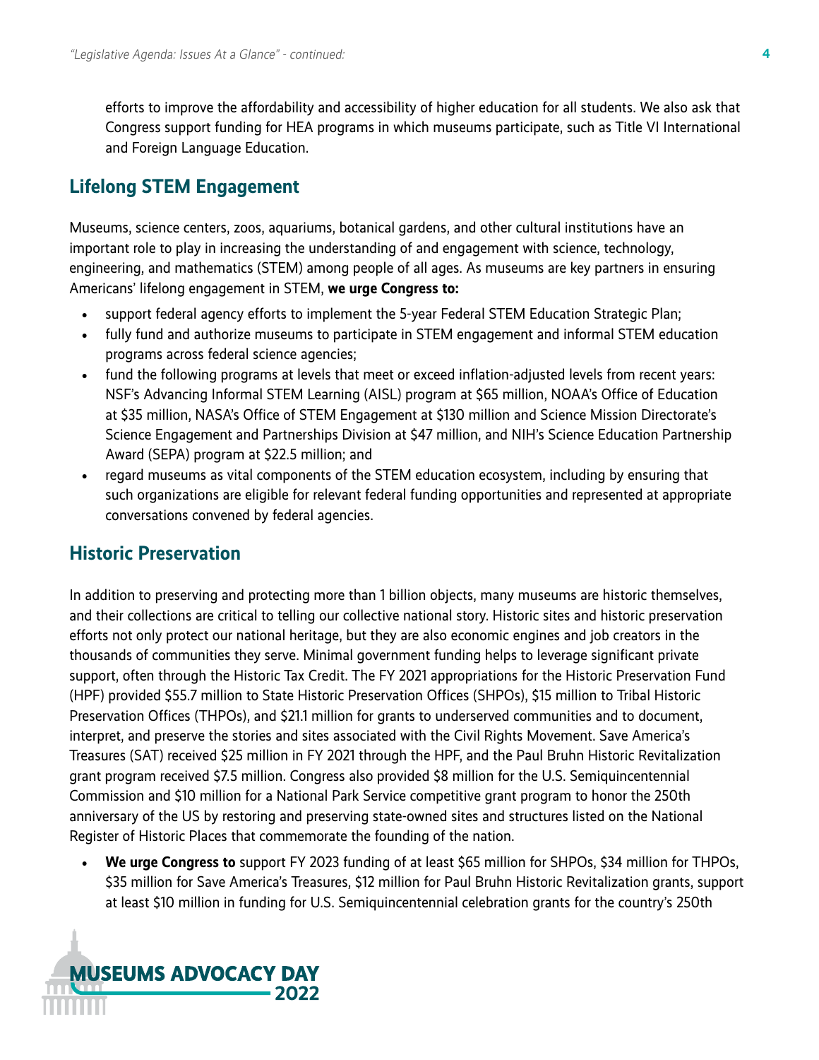efforts to improve the affordability and accessibility of higher education for all students. We also ask that Congress support funding for HEA programs in which museums participate, such as Title VI International and Foreign Language Education.

## Lifelong STEM Engagement

Museums, science centers, zoos, aquariums, botanical gardens, and other cultural institutions have an important role to play in increasing the understanding of and engagement with science, technology, engineering, and mathematics (STEM) among people of all ages. As museums are key partners in ensuring Americans' lifelong engagement in STEM, **we urge Congress to:**

- support federal agency efforts to implement the 5-year Federal STEM Education Strategic Plan;
- fully fund and authorize museums to participate in STEM engagement and informal STEM education programs across federal science agencies;
- fund the following programs at levels that meet or exceed inflation-adjusted levels from recent years: NSF's Advancing Informal STEM Learning (AISL) program at $65 million, NOAA's Office of Education at $35 million, NASA's Office of STEM Engagement at $130 million and Science Mission Directorate's Science Engagement and Partnerships Division at $47 million, and NIH's Science Education Partnership Award (SEPA) program at $22.5 million; and
- regard museums as vital components of the STEM education ecosystem, including by ensuring that such organizations are eligible for relevant federal funding opportunities and represented at appropriate conversations convened by federal agencies.

## Historic Preservation

In addition to preserving and protecting more than 1 billion objects, many museums are historic themselves, and their collections are critical to telling our collective national story. Historic sites and historic preservation efforts not only protect our national heritage, but they are also economic engines and job creators in the thousands of communities they serve. Minimal government funding helps to leverage significant private support, often through the Historic Tax Credit. The FY 2021 appropriations for the Historic Preservation Fund (HPF) provided $55.7 million to State Historic Preservation Offices (SHPOs), $15 million to Tribal Historic Preservation Offices (THPOs), and $21.1 million for grants to underserved communities and to document, interpret, and preserve the stories and sites associated with the Civil Rights Movement. Save America's Treasures (SAT) received $25 million in FY 2021 through the HPF, and the Paul Bruhn Historic Revitalization grant program received $7.5 million. Congress also provided $8 million for the U.S. Semiquincentennial Commission and $10 million for a National Park Service competitive grant program to honor the 250th anniversary of the US by restoring and preserving state-owned sites and structures listed on the National Register of Historic Places that commemorate the founding of the nation.

- **We urge Congress to** support FY 2023 funding of at least $65 million for SHPOs, $34 million for THPOs, $35 million for Save America's Treasures, $12 million for Paul Bruhn Historic Revitalization grants, support at least $10 million in funding for U.S. Semiquincentennial celebration grants for the country's 250th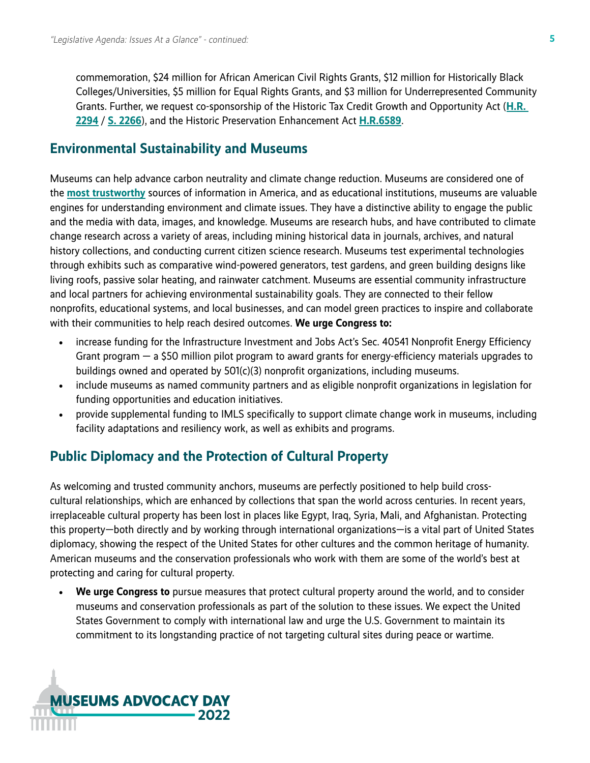commemoration, $24 million for African American Civil Rights Grants, $12 million for Historically Black Colleges/Universities, $5 million for Equal Rights Grants, and $3 million for Underrepresented Community Grants. Further, we request co-sponsorship of the Historic Tax Credit Growth and Opportunity Act (**H.R. 2294** / **S. 2266**), and the Historic Preservation Enhancement Act **H.R.6589**.

## Environmental Sustainability and Museums

Museums can help advance carbon neutrality and climate change reduction. Museums are considered one of the **most trustworthy** sources of information in America, and as educational institutions, museums are valuable engines for understanding environment and climate issues. They have a distinctive ability to engage the public and the media with data, images, and knowledge. Museums are research hubs, and have contributed to climate change research across a variety of areas, including mining historical data in journals, archives, and natural history collections, and conducting current citizen science research. Museums test experimental technologies through exhibits such as comparative wind-powered generators, test gardens, and green building designs like living roofs, passive solar heating, and rainwater catchment. Museums are essential community infrastructure and local partners for achieving environmental sustainability goals. They are connected to their fellow nonprofits, educational systems, and local businesses, and can model green practices to inspire and collaborate with their communities to help reach desired outcomes. **We urge Congress to:**

- increase funding for the Infrastructure Investment and Jobs Act's Sec. 40541 Nonprofit Energy Efficiency Grant program — a $50 million pilot program to award grants for energy-efficiency materials upgrades to buildings owned and operated by 501(c)(3) nonprofit organizations, including museums.
- include museums as named community partners and as eligible nonprofit organizations in legislation for funding opportunities and education initiatives.
- provide supplemental funding to IMLS specifically to support climate change work in museums, including facility adaptations and resiliency work, as well as exhibits and programs.

## Public Diplomacy and the Protection of Cultural Property

As welcoming and trusted community anchors, museums are perfectly positioned to help build cross-cultural relationships, which are enhanced by collections that span the world across centuries. In recent years, irreplaceable cultural property has been lost in places like Egypt, Iraq, Syria, Mali, and Afghanistan. Protecting this property—both directly and by working through international organizations—is a vital part of United States diplomacy, showing the respect of the United States for other cultures and the common heritage of humanity. American museums and the conservation professionals who work with them are some of the world's best at protecting and caring for cultural property.

- **We urge Congress to** pursue measures that protect cultural property around the world, and to consider museums and conservation professionals as part of the solution to these issues. We expect the United States Government to comply with international law and urge the U.S. Government to maintain its commitment to its longstanding practice of not targeting cultural sites during peace or wartime.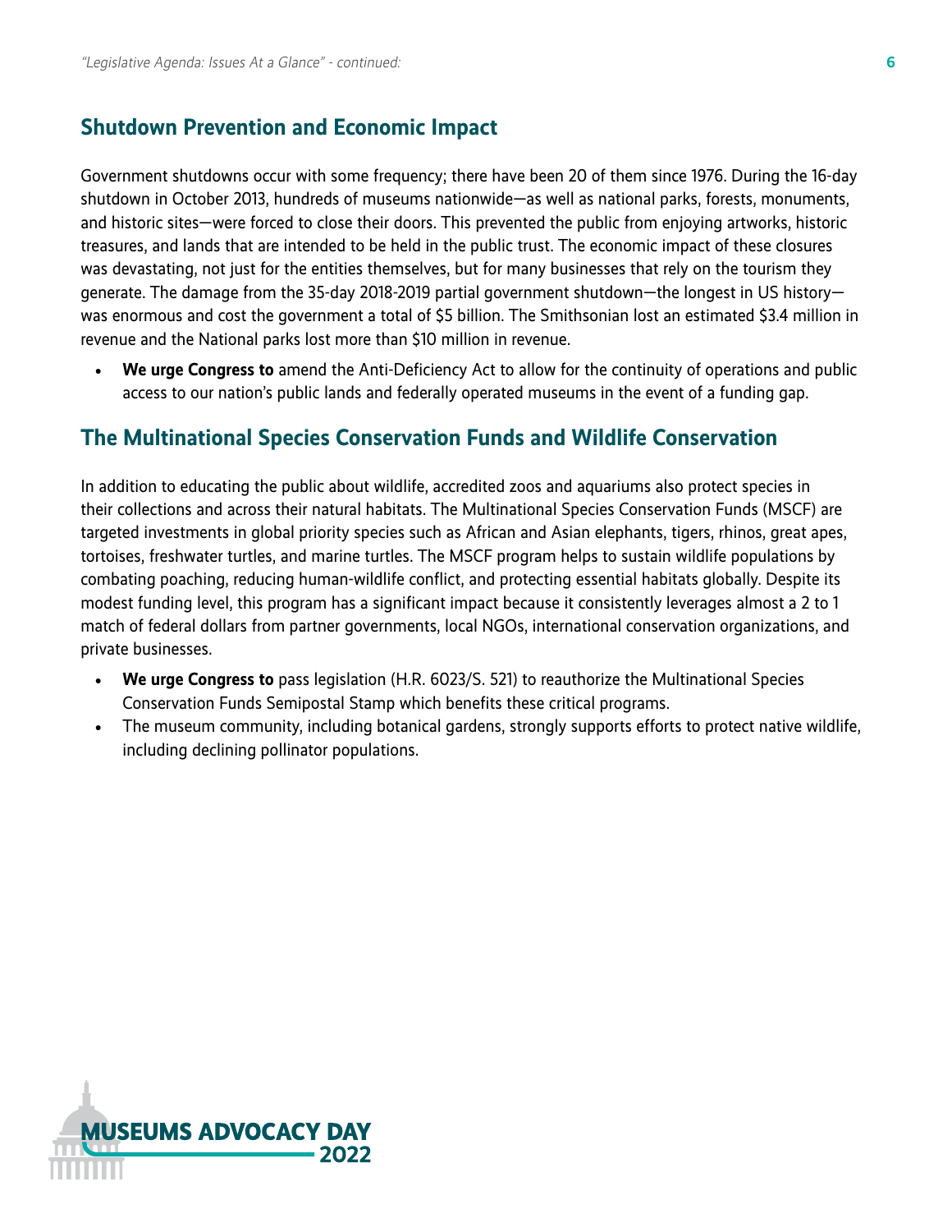## Shutdown Prevention and Economic Impact

Government shutdowns occur with some frequency; there have been 20 of them since 1976. During the 16-day shutdown in October 2013, hundreds of museums nationwide—as well as national parks, forests, monuments, and historic sites—were forced to close their doors. This prevented the public from enjoying artworks, historic treasures, and lands that are intended to be held in the public trust. The economic impact of these closures was devastating, not just for the entities themselves, but for many businesses that rely on the tourism they generate. The damage from the 35-day 2018-2019 partial government shutdown—the longest in US history—was enormous and cost the government a total of $5 billion. The Smithsonian lost an estimated $3.4 million in revenue and the National parks lost more than $10 million in revenue.

- **We urge Congress to** amend the Anti-Deficiency Act to allow for the continuity of operations and public access to our nation's public lands and federally operated museums in the event of a funding gap.

## The Multinational Species Conservation Funds and Wildlife Conservation

In addition to educating the public about wildlife, accredited zoos and aquariums also protect species in their collections and across their natural habitats. The Multinational Species Conservation Funds (MSCF) are targeted investments in global priority species such as African and Asian elephants, tigers, rhinos, great apes, tortoises, freshwater turtles, and marine turtles. The MSCF program helps to sustain wildlife populations by combating poaching, reducing human-wildlife conflict, and protecting essential habitats globally. Despite its modest funding level, this program has a significant impact because it consistently leverages almost a 2 to 1 match of federal dollars from partner governments, local NGOs, international conservation organizations, and private businesses.

- **We urge Congress to** pass legislation (H.R. 6023/S. 521) to reauthorize the Multinational Species Conservation Funds Semipostal Stamp which benefits these critical programs.
- The museum community, including botanical gardens, strongly supports efforts to protect native wildlife, including declining pollinator populations.